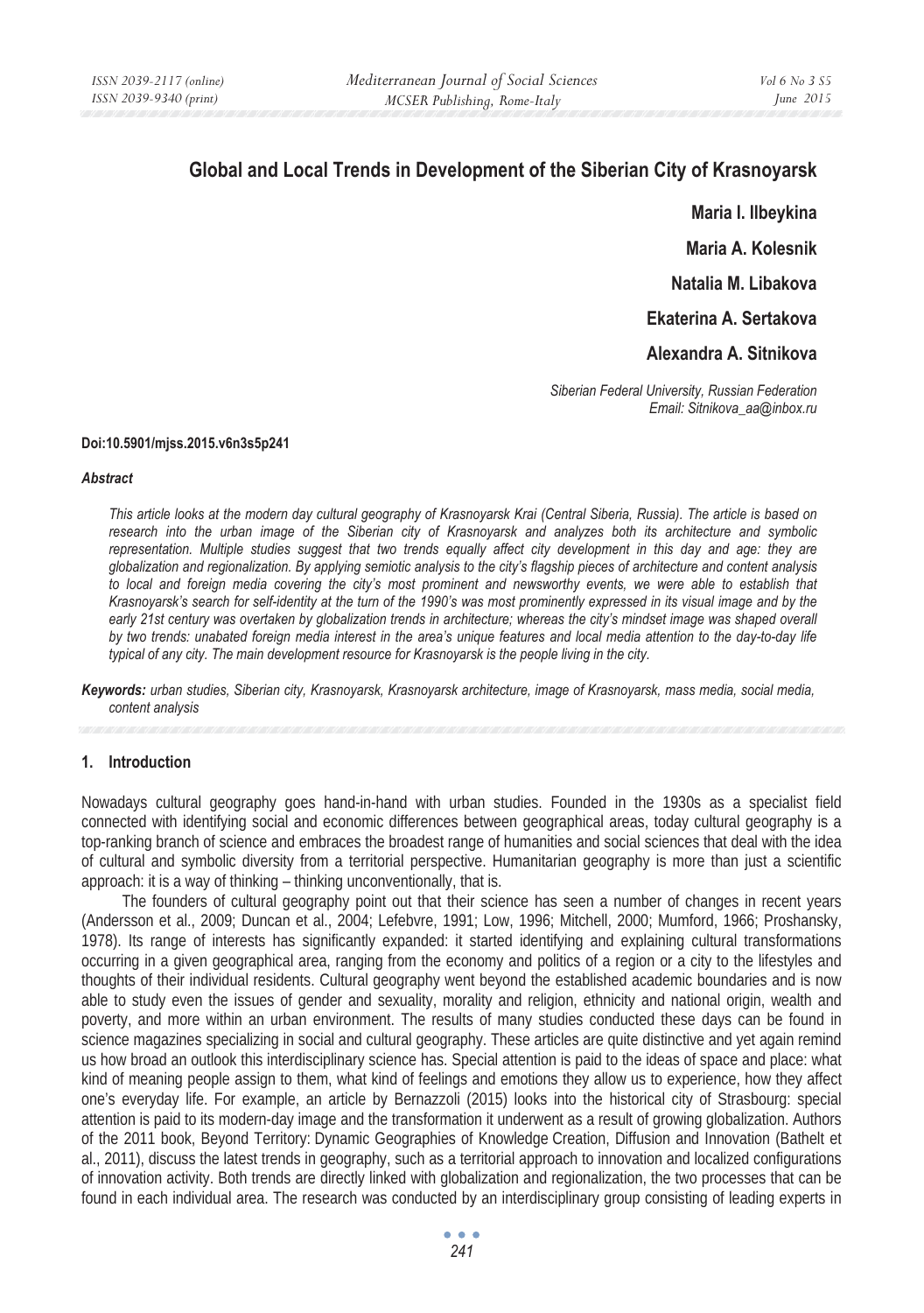# Global and Local Trends in Development of the Siberian City of Krasnoyarsk

**Maria I. Ilbeykina**

**Maria A. Kolesnik**

**Natalia M. Libakova**

**Ekaterina A. Sertakova**

**Alexandra A. Sitnikova**

*Siberian Federal University, Russian Federation*
*Email: Sitnikova_aa@inbox.ru*

**Doi:10.5901/mjss.2015.v6n3s5p241**

***Abstract***

*This article looks at the modern day cultural geography of Krasnoyarsk Krai (Central Siberia, Russia). The article is based on research into the urban image of the Siberian city of Krasnoyarsk and analyzes both its architecture and symbolic representation. Multiple studies suggest that two trends equally affect city development in this day and age: they are globalization and regionalization. By applying semiotic analysis to the city's flagship pieces of architecture and content analysis to local and foreign media covering the city's most prominent and newsworthy events, we were able to establish that Krasnoyarsk's search for self-identity at the turn of the 1990's was most prominently expressed in its visual image and by the early 21st century was overtaken by globalization trends in architecture; whereas the city's mindset image was shaped overall by two trends: unabated foreign media interest in the area's unique features and local media attention to the day-to-day life typical of any city. The main development resource for Krasnoyarsk is the people living in the city.*

***Keywords:*** *urban studies, Siberian city, Krasnoyarsk, Krasnoyarsk architecture, image of Krasnoyarsk, mass media, social media, content analysis*

## 1. Introduction

Nowadays cultural geography goes hand-in-hand with urban studies. Founded in the 1930s as a specialist field connected with identifying social and economic differences between geographical areas, today cultural geography is a top-ranking branch of science and embraces the broadest range of humanities and social sciences that deal with the idea of cultural and symbolic diversity from a territorial perspective. Humanitarian geography is more than just a scientific approach: it is a way of thinking – thinking unconventionally, that is.

The founders of cultural geography point out that their science has seen a number of changes in recent years (Andersson et al., 2009; Duncan et al., 2004; Lefebvre, 1991; Low, 1996; Mitchell, 2000; Mumford, 1966; Proshansky, 1978). Its range of interests has significantly expanded: it started identifying and explaining cultural transformations occurring in a given geographical area, ranging from the economy and politics of a region or a city to the lifestyles and thoughts of their individual residents. Cultural geography went beyond the established academic boundaries and is now able to study even the issues of gender and sexuality, morality and religion, ethnicity and national origin, wealth and poverty, and more within an urban environment. The results of many studies conducted these days can be found in science magazines specializing in social and cultural geography. These articles are quite distinctive and yet again remind us how broad an outlook this interdisciplinary science has. Special attention is paid to the ideas of space and place: what kind of meaning people assign to them, what kind of feelings and emotions they allow us to experience, how they affect one's everyday life. For example, an article by Bernazzoli (2015) looks into the historical city of Strasbourg: special attention is paid to its modern-day image and the transformation it underwent as a result of growing globalization. Authors of the 2011 book, Beyond Territory: Dynamic Geographies of Knowledge Creation, Diffusion and Innovation (Bathelt et al., 2011), discuss the latest trends in geography, such as a territorial approach to innovation and localized configurations of innovation activity. Both trends are directly linked with globalization and regionalization, the two processes that can be found in each individual area. The research was conducted by an interdisciplinary group consisting of leading experts in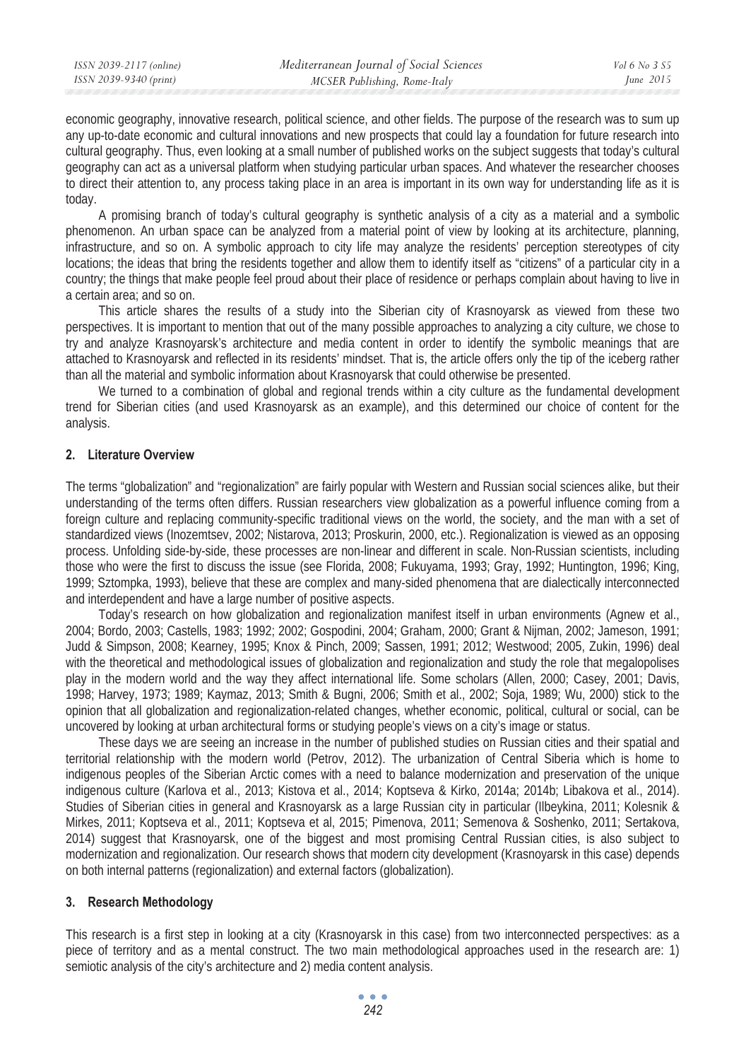economic geography, innovative research, political science, and other fields. The purpose of the research was to sum up any up-to-date economic and cultural innovations and new prospects that could lay a foundation for future research into cultural geography. Thus, even looking at a small number of published works on the subject suggests that today's cultural geography can act as a universal platform when studying particular urban spaces. And whatever the researcher chooses to direct their attention to, any process taking place in an area is important in its own way for understanding life as it is today.

A promising branch of today's cultural geography is synthetic analysis of a city as a material and a symbolic phenomenon. An urban space can be analyzed from a material point of view by looking at its architecture, planning, infrastructure, and so on. A symbolic approach to city life may analyze the residents' perception stereotypes of city locations; the ideas that bring the residents together and allow them to identify itself as "citizens" of a particular city in a country; the things that make people feel proud about their place of residence or perhaps complain about having to live in a certain area; and so on.

This article shares the results of a study into the Siberian city of Krasnoyarsk as viewed from these two perspectives. It is important to mention that out of the many possible approaches to analyzing a city culture, we chose to try and analyze Krasnoyarsk's architecture and media content in order to identify the symbolic meanings that are attached to Krasnoyarsk and reflected in its residents' mindset. That is, the article offers only the tip of the iceberg rather than all the material and symbolic information about Krasnoyarsk that could otherwise be presented.

We turned to a combination of global and regional trends within a city culture as the fundamental development trend for Siberian cities (and used Krasnoyarsk as an example), and this determined our choice of content for the analysis.

## 2. Literature Overview

The terms "globalization" and "regionalization" are fairly popular with Western and Russian social sciences alike, but their understanding of the terms often differs. Russian researchers view globalization as a powerful influence coming from a foreign culture and replacing community-specific traditional views on the world, the society, and the man with a set of standardized views (Inozemtsev, 2002; Nistarova, 2013; Proskurin, 2000, etc.). Regionalization is viewed as an opposing process. Unfolding side-by-side, these processes are non-linear and different in scale. Non-Russian scientists, including those who were the first to discuss the issue (see Florida, 2008; Fukuyama, 1993; Gray, 1992; Huntington, 1996; King, 1999; Sztompka, 1993), believe that these are complex and many-sided phenomena that are dialectically interconnected and interdependent and have a large number of positive aspects.

Today's research on how globalization and regionalization manifest itself in urban environments (Agnew et al., 2004; Bordo, 2003; Castells, 1983; 1992; 2002; Gospodini, 2004; Graham, 2000; Grant & Nijman, 2002; Jameson, 1991; Judd & Simpson, 2008; Kearney, 1995; Knox & Pinch, 2009; Sassen, 1991; 2012; Westwood; 2005, Zukin, 1996) deal with the theoretical and methodological issues of globalization and regionalization and study the role that megalopolises play in the modern world and the way they affect international life. Some scholars (Allen, 2000; Casey, 2001; Davis, 1998; Harvey, 1973; 1989; Kaymaz, 2013; Smith & Bugni, 2006; Smith et al., 2002; Soja, 1989; Wu, 2000) stick to the opinion that all globalization and regionalization-related changes, whether economic, political, cultural or social, can be uncovered by looking at urban architectural forms or studying people's views on a city's image or status.

These days we are seeing an increase in the number of published studies on Russian cities and their spatial and territorial relationship with the modern world (Petrov, 2012). The urbanization of Central Siberia which is home to indigenous peoples of the Siberian Arctic comes with a need to balance modernization and preservation of the unique indigenous culture (Karlova et al., 2013; Kistova et al., 2014; Koptseva & Kirko, 2014a; 2014b; Libakova et al., 2014). Studies of Siberian cities in general and Krasnoyarsk as a large Russian city in particular (Ilbeykina, 2011; Kolesnik & Mirkes, 2011; Koptseva et al., 2011; Koptseva et al, 2015; Pimenova, 2011; Semenova & Soshenko, 2011; Sertakova, 2014) suggest that Krasnoyarsk, one of the biggest and most promising Central Russian cities, is also subject to modernization and regionalization. Our research shows that modern city development (Krasnoyarsk in this case) depends on both internal patterns (regionalization) and external factors (globalization).

## 3. Research Methodology

This research is a first step in looking at a city (Krasnoyarsk in this case) from two interconnected perspectives: as a piece of territory and as a mental construct. The two main methodological approaches used in the research are: 1) semiotic analysis of the city's architecture and 2) media content analysis.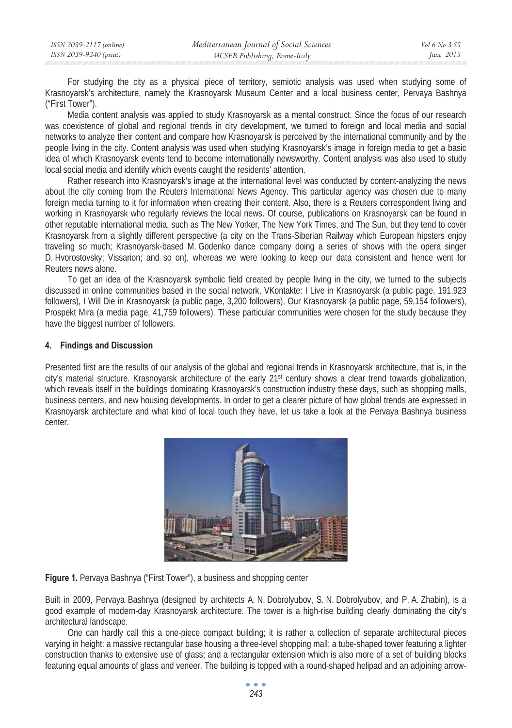For studying the city as a physical piece of territory, semiotic analysis was used when studying some of Krasnoyarsk's architecture, namely the Krasnoyarsk Museum Center and a local business center, Pervaya Bashnya ("First Tower").

Media content analysis was applied to study Krasnoyarsk as a mental construct. Since the focus of our research was coexistence of global and regional trends in city development, we turned to foreign and local media and social networks to analyze their content and compare how Krasnoyarsk is perceived by the international community and by the people living in the city. Content analysis was used when studying Krasnoyarsk's image in foreign media to get a basic idea of which Krasnoyarsk events tend to become internationally newsworthy. Content analysis was also used to study local social media and identify which events caught the residents' attention.

Rather research into Krasnoyarsk's image at the international level was conducted by content-analyzing the news about the city coming from the Reuters International News Agency. This particular agency was chosen due to many foreign media turning to it for information when creating their content. Also, there is a Reuters correspondent living and working in Krasnoyarsk who regularly reviews the local news. Of course, publications on Krasnoyarsk can be found in other reputable international media, such as The New Yorker, The New York Times, and The Sun, but they tend to cover Krasnoyarsk from a slightly different perspective (a city on the Trans-Siberian Railway which European hipsters enjoy traveling so much; Krasnoyarsk-based M. Godenko dance company doing a series of shows with the opera singer D. Hvorostovsky; Vissarion; and so on), whereas we were looking to keep our data consistent and hence went for Reuters news alone.

To get an idea of the Krasnoyarsk symbolic field created by people living in the city, we turned to the subjects discussed in online communities based in the social network, VKontakte: I Live in Krasnoyarsk (a public page, 191,923 followers), I Will Die in Krasnoyarsk (a public page, 3,200 followers), Our Krasnoyarsk (a public page, 59,154 followers), Prospekt Mira (a media page, 41,759 followers). These particular communities were chosen for the study because they have the biggest number of followers.

## 4. Findings and Discussion

Presented first are the results of our analysis of the global and regional trends in Krasnoyarsk architecture, that is, in the city's material structure. Krasnoyarsk architecture of the early 21st century shows a clear trend towards globalization, which reveals itself in the buildings dominating Krasnoyarsk's construction industry these days, such as shopping malls, business centers, and new housing developments. In order to get a clearer picture of how global trends are expressed in Krasnoyarsk architecture and what kind of local touch they have, let us take a look at the Pervaya Bashnya business center.

**Figure 1.** Pervaya Bashnya ("First Tower"), a business and shopping center

Built in 2009, Pervaya Bashnya (designed by architects A. N. Dobrolyubov, S. N. Dobrolyubov, and P. A. Zhabin), is a good example of modern-day Krasnoyarsk architecture. The tower is a high-rise building clearly dominating the city's architectural landscape.

One can hardly call this a one-piece compact building; it is rather a collection of separate architectural pieces varying in height: a massive rectangular base housing a three-level shopping mall; a tube-shaped tower featuring a lighter construction thanks to extensive use of glass; and a rectangular extension which is also more of a set of building blocks featuring equal amounts of glass and veneer. The building is topped with a round-shaped helipad and an adjoining arrow-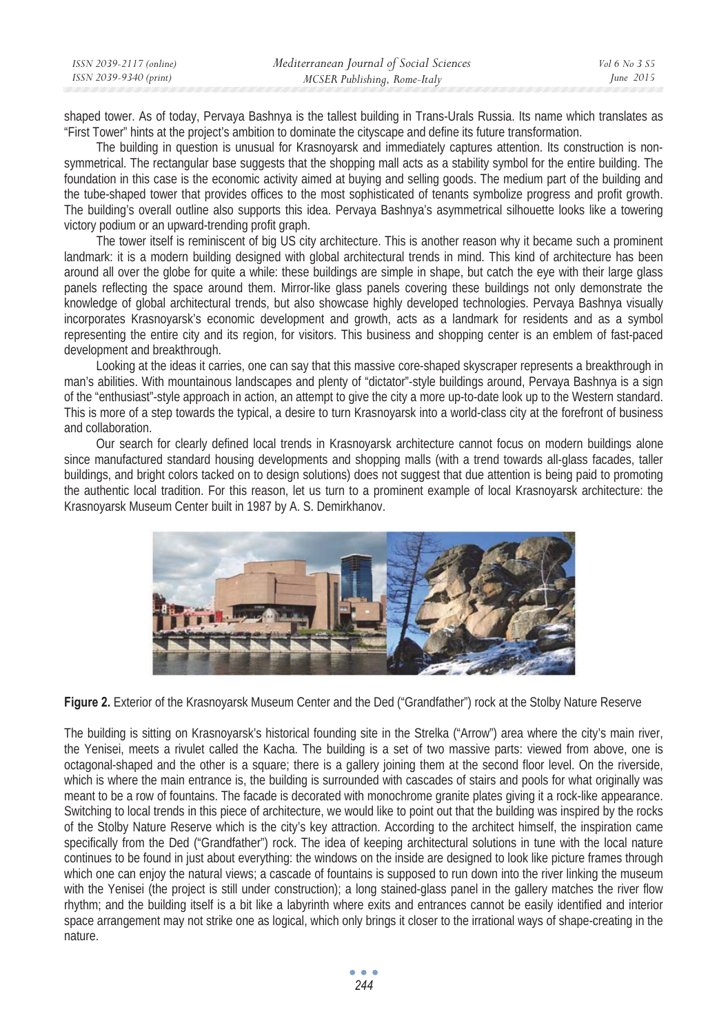shaped tower. As of today, Pervaya Bashnya is the tallest building in Trans-Urals Russia. Its name which translates as "First Tower" hints at the project's ambition to dominate the cityscape and define its future transformation.

The building in question is unusual for Krasnoyarsk and immediately captures attention. Its construction is non-symmetrical. The rectangular base suggests that the shopping mall acts as a stability symbol for the entire building. The foundation in this case is the economic activity aimed at buying and selling goods. The medium part of the building and the tube-shaped tower that provides offices to the most sophisticated of tenants symbolize progress and profit growth. The building's overall outline also supports this idea. Pervaya Bashnya's asymmetrical silhouette looks like a towering victory podium or an upward-trending profit graph.

The tower itself is reminiscent of big US city architecture. This is another reason why it became such a prominent landmark: it is a modern building designed with global architectural trends in mind. This kind of architecture has been around all over the globe for quite a while: these buildings are simple in shape, but catch the eye with their large glass panels reflecting the space around them. Mirror-like glass panels covering these buildings not only demonstrate the knowledge of global architectural trends, but also showcase highly developed technologies. Pervaya Bashnya visually incorporates Krasnoyarsk's economic development and growth, acts as a landmark for residents and as a symbol representing the entire city and its region, for visitors. This business and shopping center is an emblem of fast-paced development and breakthrough.

Looking at the ideas it carries, one can say that this massive core-shaped skyscraper represents a breakthrough in man's abilities. With mountainous landscapes and plenty of "dictator"-style buildings around, Pervaya Bashnya is a sign of the "enthusiast"-style approach in action, an attempt to give the city a more up-to-date look up to the Western standard. This is more of a step towards the typical, a desire to turn Krasnoyarsk into a world-class city at the forefront of business and collaboration.

Our search for clearly defined local trends in Krasnoyarsk architecture cannot focus on modern buildings alone since manufactured standard housing developments and shopping malls (with a trend towards all-glass facades, taller buildings, and bright colors tacked on to design solutions) does not suggest that due attention is being paid to promoting the authentic local tradition. For this reason, let us turn to a prominent example of local Krasnoyarsk architecture: the Krasnoyarsk Museum Center built in 1987 by A. S. Demirkhanov.

**Figure 2.** Exterior of the Krasnoyarsk Museum Center and the Ded ("Grandfather") rock at the Stolby Nature Reserve

The building is sitting on Krasnoyarsk's historical founding site in the Strelka ("Arrow") area where the city's main river, the Yenisei, meets a rivulet called the Kacha. The building is a set of two massive parts: viewed from above, one is octagonal-shaped and the other is a square; there is a gallery joining them at the second floor level. On the riverside, which is where the main entrance is, the building is surrounded with cascades of stairs and pools for what originally was meant to be a row of fountains. The facade is decorated with monochrome granite plates giving it a rock-like appearance. Switching to local trends in this piece of architecture, we would like to point out that the building was inspired by the rocks of the Stolby Nature Reserve which is the city's key attraction. According to the architect himself, the inspiration came specifically from the Ded ("Grandfather") rock. The idea of keeping architectural solutions in tune with the local nature continues to be found in just about everything: the windows on the inside are designed to look like picture frames through which one can enjoy the natural views; a cascade of fountains is supposed to run down into the river linking the museum with the Yenisei (the project is still under construction); a long stained-glass panel in the gallery matches the river flow rhythm; and the building itself is a bit like a labyrinth where exits and entrances cannot be easily identified and interior space arrangement may not strike one as logical, which only brings it closer to the irrational ways of shape-creating in the nature.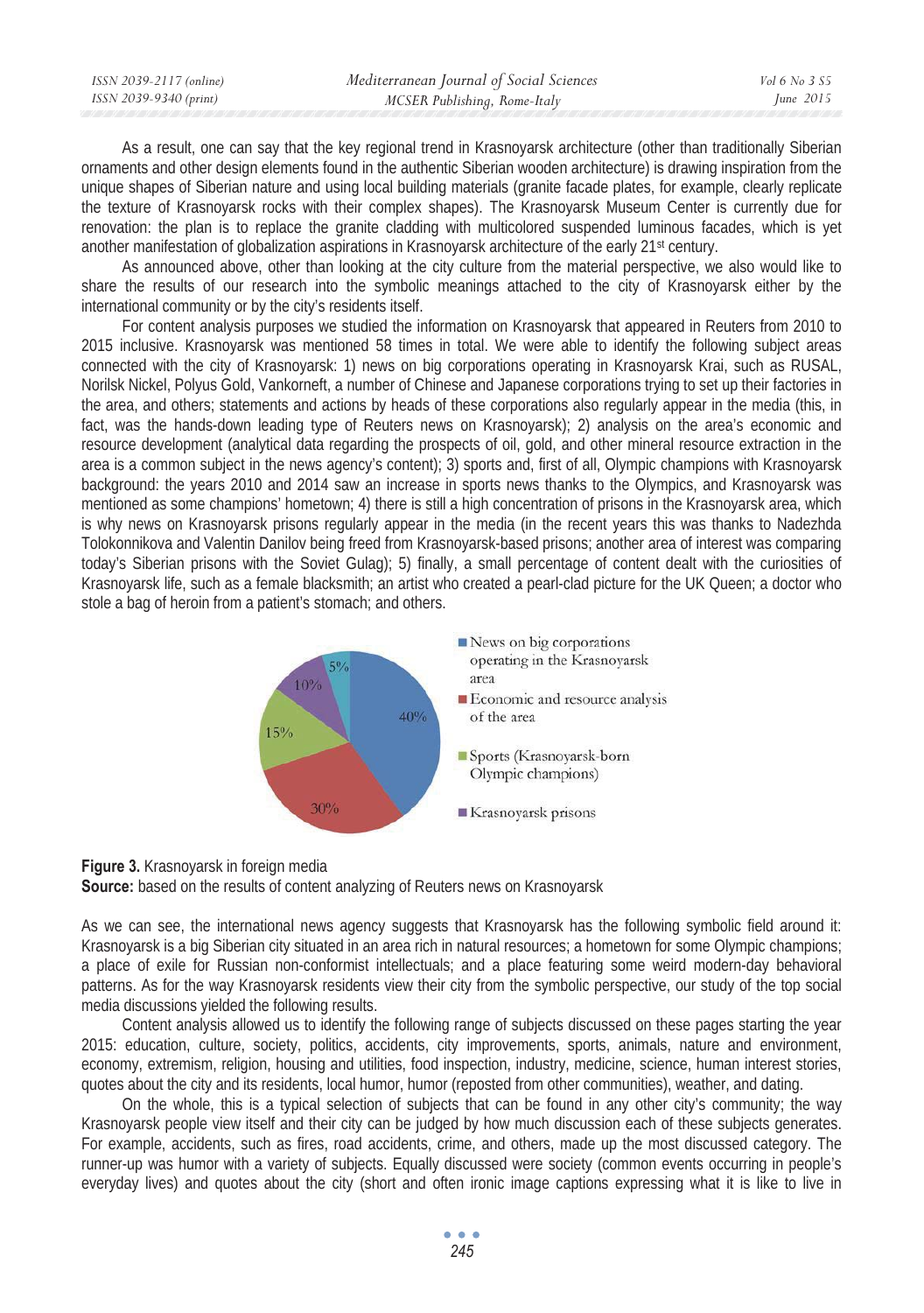As a result, one can say that the key regional trend in Krasnoyarsk architecture (other than traditionally Siberian ornaments and other design elements found in the authentic Siberian wooden architecture) is drawing inspiration from the unique shapes of Siberian nature and using local building materials (granite facade plates, for example, clearly replicate the texture of Krasnoyarsk rocks with their complex shapes). The Krasnoyarsk Museum Center is currently due for renovation: the plan is to replace the granite cladding with multicolored suspended luminous facades, which is yet another manifestation of globalization aspirations in Krasnoyarsk architecture of the early 21st century.

As announced above, other than looking at the city culture from the material perspective, we also would like to share the results of our research into the symbolic meanings attached to the city of Krasnoyarsk either by the international community or by the city's residents itself.

For content analysis purposes we studied the information on Krasnoyarsk that appeared in Reuters from 2010 to 2015 inclusive. Krasnoyarsk was mentioned 58 times in total. We were able to identify the following subject areas connected with the city of Krasnoyarsk: 1) news on big corporations operating in Krasnoyarsk Krai, such as RUSAL, Norilsk Nickel, Polyus Gold, Vankorneft, a number of Chinese and Japanese corporations trying to set up their factories in the area, and others; statements and actions by heads of these corporations also regularly appear in the media (this, in fact, was the hands-down leading type of Reuters news on Krasnoyarsk); 2) analysis on the area's economic and resource development (analytical data regarding the prospects of oil, gold, and other mineral resource extraction in the area is a common subject in the news agency's content); 3) sports and, first of all, Olympic champions with Krasnoyarsk background: the years 2010 and 2014 saw an increase in sports news thanks to the Olympics, and Krasnoyarsk was mentioned as some champions' hometown; 4) there is still a high concentration of prisons in the Krasnoyarsk area, which is why news on Krasnoyarsk prisons regularly appear in the media (in the recent years this was thanks to Nadezhda Tolokonnikova and Valentin Danilov being freed from Krasnoyarsk-based prisons; another area of interest was comparing today's Siberian prisons with the Soviet Gulag); 5) finally, a small percentage of content dealt with the curiosities of Krasnoyarsk life, such as a female blacksmith; an artist who created a pearl-clad picture for the UK Queen; a doctor who stole a bag of heroin from a patient's stomach; and others.

5%
10%
15%
40%
30%

News on big corporations operating in the Krasnoyarsk area
Economic and resource analysis of the area
Sports (Krasnoyarsk-born Olympic champions)
Krasnoyarsk prisons

**Figure 3.** Krasnoyarsk in foreign media
**Source:** based on the results of content analyzing of Reuters news on Krasnoyarsk

As we can see, the international news agency suggests that Krasnoyarsk has the following symbolic field around it: Krasnoyarsk is a big Siberian city situated in an area rich in natural resources; a hometown for some Olympic champions; a place of exile for Russian non-conformist intellectuals; and a place featuring some weird modern-day behavioral patterns. As for the way Krasnoyarsk residents view their city from the symbolic perspective, our study of the top social media discussions yielded the following results.

Content analysis allowed us to identify the following range of subjects discussed on these pages starting the year 2015: education, culture, society, politics, accidents, city improvements, sports, animals, nature and environment, economy, extremism, religion, housing and utilities, food inspection, industry, medicine, science, human interest stories, quotes about the city and its residents, local humor, humor (reposted from other communities), weather, and dating.

On the whole, this is a typical selection of subjects that can be found in any other city's community; the way Krasnoyarsk people view itself and their city can be judged by how much discussion each of these subjects generates. For example, accidents, such as fires, road accidents, crime, and others, made up the most discussed category. The runner-up was humor with a variety of subjects. Equally discussed were society (common events occurring in people's everyday lives) and quotes about the city (short and often ironic image captions expressing what it is like to live in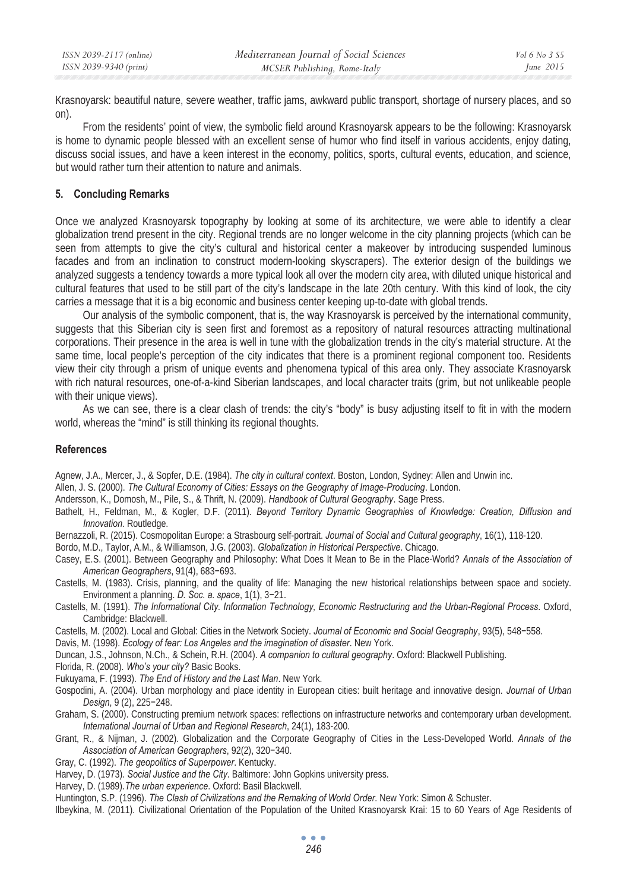Krasnoyarsk: beautiful nature, severe weather, traffic jams, awkward public transport, shortage of nursery places, and so on).

From the residents' point of view, the symbolic field around Krasnoyarsk appears to be the following: Krasnoyarsk is home to dynamic people blessed with an excellent sense of humor who find itself in various accidents, enjoy dating, discuss social issues, and have a keen interest in the economy, politics, sports, cultural events, education, and science, but would rather turn their attention to nature and animals.

## 5. Concluding Remarks

Once we analyzed Krasnoyarsk topography by looking at some of its architecture, we were able to identify a clear globalization trend present in the city. Regional trends are no longer welcome in the city planning projects (which can be seen from attempts to give the city's cultural and historical center a makeover by introducing suspended luminous facades and from an inclination to construct modern-looking skyscrapers). The exterior design of the buildings we analyzed suggests a tendency towards a more typical look all over the modern city area, with diluted unique historical and cultural features that used to be still part of the city's landscape in the late 20th century. With this kind of look, the city carries a message that it is a big economic and business center keeping up-to-date with global trends.

Our analysis of the symbolic component, that is, the way Krasnoyarsk is perceived by the international community, suggests that this Siberian city is seen first and foremost as a repository of natural resources attracting multinational corporations. Their presence in the area is well in tune with the globalization trends in the city's material structure. At the same time, local people's perception of the city indicates that there is a prominent regional component too. Residents view their city through a prism of unique events and phenomena typical of this area only. They associate Krasnoyarsk with rich natural resources, one-of-a-kind Siberian landscapes, and local character traits (grim, but not unlikeable people with their unique views).

As we can see, there is a clear clash of trends: the city's "body" is busy adjusting itself to fit in with the modern world, whereas the "mind" is still thinking its regional thoughts.

## References

Agnew, J.A., Mercer, J., & Sopfer, D.E. (1984). *The city in cultural context*. Boston, London, Sydney: Allen and Unwin inc.

Allen, J. S. (2000). *The Cultural Economy of Cities: Essays on the Geography of Image-Producing*. London.

Andersson, K., Domosh, M., Pile, S., & Thrift, N. (2009). *Handbook of Cultural Geography*. Sage Press.

Bathelt, H., Feldman, M., & Kogler, D.F. (2011). *Beyond Territory Dynamic Geographies of Knowledge: Creation, Diffusion and Innovation*. Routledge.

Bernazzoli, R. (2015). Cosmopolitan Europe: a Strasbourg self-portrait. *Journal of Social and Cultural geography*, 16(1), 118-120.

Bordo, M.D., Taylor, A.M., & Williamson, J.G. (2003). *Globalization in Historical Perspective*. Chicago.

Casey, E.S. (2001). Between Geography and Philosophy: What Does It Mean to Be in the Place-World? *Annals of the Association of American Geographers*, 91(4), 683−693.

Castells, M. (1983). Crisis, planning, and the quality of life: Managing the new historical relationships between space and society. Environment a planning. *D. Soc. a. space*, 1(1), 3−21.

Castells, M. (1991). *The Informational City. Information Technology, Economic Restructuring and the Urban-Regional Process*. Oxford, Cambridge: Blackwell.

Castells, M. (2002). Local and Global: Cities in the Network Society. *Journal of Economic and Social Geography*, 93(5), 548−558.

Davis, M. (1998). *Ecology of fear: Los Angeles and the imagination of disaster*. New York.

Duncan, J.S., Johnson, N.Ch., & Schein, R.H. (2004). *A companion to cultural geography*. Oxford: Blackwell Publishing.

Florida, R. (2008). *Who's your city?* Basic Books.

Fukuyama, F. (1993). *The End of History and the Last Man*. New York.

Gospodini, A. (2004). Urban morphology and place identity in European cities: built heritage and innovative design. *Journal of Urban Design*, 9 (2), 225−248.

Graham, S. (2000). Constructing premium network spaces: reflections on infrastructure networks and contemporary urban development. *International Journal of Urban and Regional Research*, 24(1), 183-200.

Grant, R., & Nijman, J. (2002). Globalization and the Corporate Geography of Cities in the Less-Developed World. *Annals of the Association of American Geographers*, 92(2), 320−340.

Gray, C. (1992). *The geopolitics of Superpower*. Kentucky.

Harvey, D. (1973). *Social Justice and the City*. Baltimore: John Gopkins university press.

Harvey, D. (1989). *The urban experience*. Oxford: Basil Blackwell.

Huntington, S.P. (1996). *The Clash of Civilizations and the Remaking of World Order*. New York: Simon & Schuster.

Ilbeykina, M. (2011). Civilizational Orientation of the Population of the United Krasnoyarsk Krai: 15 to 60 Years of Age Residents of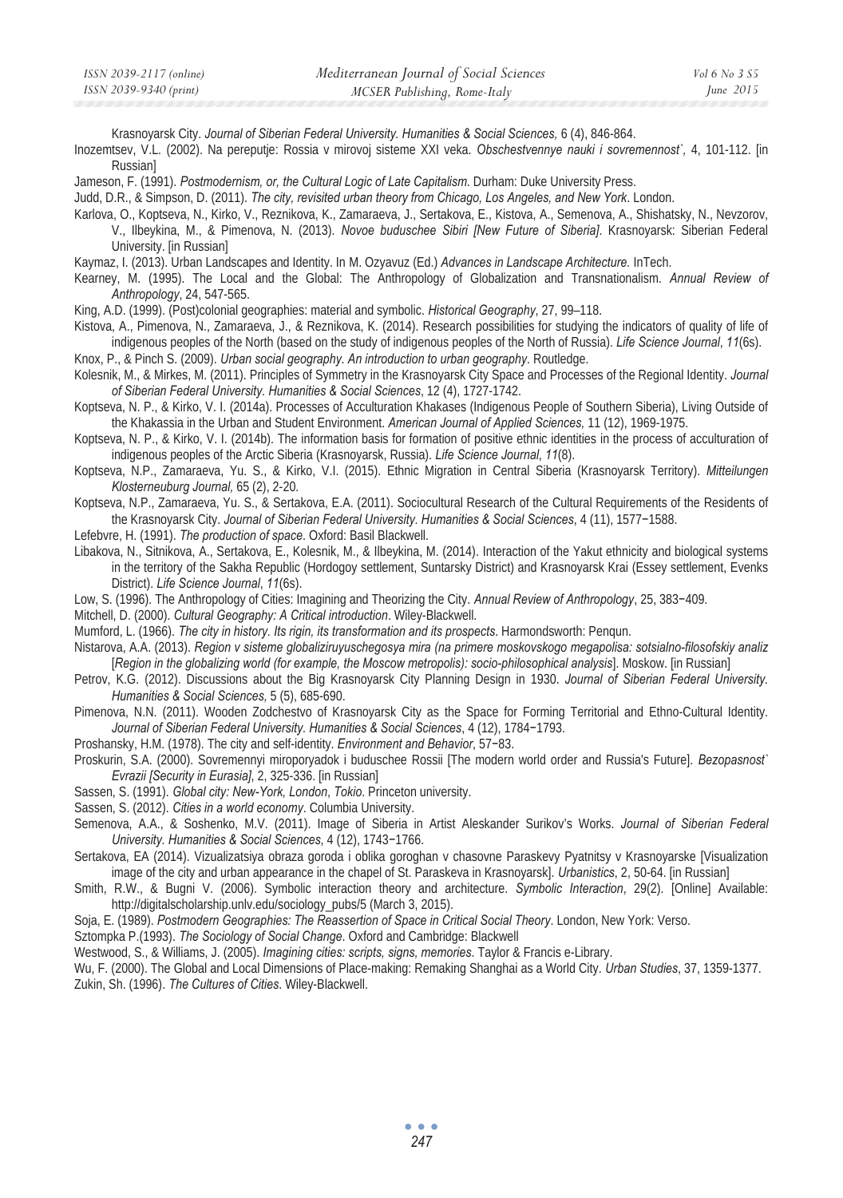Krasnoyarsk City. *Journal of Siberian Federal University. Humanities & Social Sciences,* 6 (4), 846-864.

Inozemtsev, V.L. (2002). Na pereputje: Rossia v mirovoj sisteme XXI veka. *Obschestvennye nauki i sovremennost`*, 4, 101-112. [in Russian]

Jameson, F. (1991). *Postmodernism, or, the Cultural Logic of Late Capitalism*. Durham: Duke University Press.

Judd, D.R., & Simpson, D. (2011). *The city, revisited urban theory from Chicago, Los Angeles, and New York*. London.

Karlova, O., Koptseva, N., Kirko, V., Reznikova, K., Zamaraeva, J., Sertakova, E., Kistova, A., Semenova, A., Shishatsky, N., Nevzorov, V., Ilbeykina, M., & Pimenova, N. (2013). *Novoe buduschee Sibiri [New Future of Siberia]*. Krasnoyarsk: Siberian Federal University. [in Russian]

Kaymaz, I. (2013). Urban Landscapes and Identity. In M. Ozyavuz (Ed.) *Advances in Landscape Architecture.* InTech.

Kearney, M. (1995). The Local and the Global: The Anthropology of Globalization and Transnationalism. *Annual Review of Anthropology*, 24, 547-565.

King, A.D. (1999). (Post)colonial geographies: material and symbolic. *Historical Geography*, 27, 99–118.

Kistova, A., Pimenova, N., Zamaraeva, J., & Reznikova, K. (2014). Research possibilities for studying the indicators of quality of life of indigenous peoples of the North (based on the study of indigenous peoples of the North of Russia). *Life Science Journal*, *11*(6s).

Knox, P., & Pinch S. (2009). *Urban social geography. An introduction to urban geography*. Routledge.

Kolesnik, M., & Mirkes, M. (2011). Principles of Symmetry in the Krasnoyarsk City Space and Processes of the Regional Identity. *Journal of Siberian Federal University. Humanities & Social Sciences*, 12 (4), 1727-1742.

Koptseva, N. P., & Kirko, V. I. (2014a). Processes of Acculturation Khakases (Indigenous People of Southern Siberia), Living Outside of the Khakassia in the Urban and Student Environment. *American Journal of Applied Sciences,* 11 (12), 1969-1975.

Koptseva, N. P., & Kirko, V. I. (2014b). The information basis for formation of positive ethnic identities in the process of acculturation of indigenous peoples of the Arctic Siberia (Krasnoyarsk, Russia). *Life Science Journal*, *11*(8).

Koptseva, N.P., Zamaraeva, Yu. S., & Kirko, V.I. (2015). Ethnic Migration in Central Siberia (Krasnoyarsk Territory). *Mitteilungen Klosterneuburg Journal,* 65 (2), 2-20.

Koptseva, N.P., Zamaraeva, Yu. S., & Sertakova, E.A. (2011). Sociocultural Research of the Cultural Requirements of the Residents of the Krasnoyarsk City. *Journal of Siberian Federal University. Humanities & Social Sciences*, 4 (11), 1577−1588.

Lefebvre, H. (1991). *The production of space*. Oxford: Basil Blackwell.

Libakova, N., Sitnikova, A., Sertakova, E., Kolesnik, M., & Ilbeykina, M. (2014). Interaction of the Yakut ethnicity and biological systems in the territory of the Sakha Republic (Hordogoy settlement, Suntarsky District) and Krasnoyarsk Krai (Essey settlement, Evenks District). *Life Science Journal*, *11*(6s).

Low, S. (1996). The Anthropology of Cities: Imagining and Theorizing the City. *Annual Review of Anthropology*, 25, 383−409.

Mitchell, D. (2000). *Cultural Geography: A Critical introduction*. Wiley-Blackwell.

Mumford, L. (1966). *The city in history. Its rigin, its transformation and its prospects*. Harmondsworth: Penqun.

Nistarova, A.A. (2013). *Region v sisteme globaliziruyuschegosya mira (na primere moskovskogo megapolisa: sotsialno-filosofskiy analiz* [*Region in the globalizing world (for example, the Moscow metropolis): socio-philosophical analysis*]. Moskow. [in Russian]

Petrov, K.G. (2012). Discussions about the Big Krasnoyarsk City Planning Design in 1930. *Journal of Siberian Federal University. Humanities & Social Sciences,* 5 (5), 685-690.

Pimenova, N.N. (2011). Wooden Zodchestvo of Krasnoyarsk City as the Space for Forming Territorial and Ethno-Cultural Identity. *Journal of Siberian Federal University. Humanities & Social Sciences*, 4 (12), 1784−1793.

Proshansky, H.M. (1978). The city and self-identity. *Environment and Behavior*, 57−83.

Proskurin, S.A. (2000). Sovremennyi miroporyadok i buduschee Rossii [The modern world order and Russia's Future]. *Bezopasnost` Evrazii [Security in Eurasia]*, 2, 325-336. [in Russian]

Sassen, S. (1991). *Global city: New-York, London*, *Tokio*. Princeton university.

Sassen, S. (2012). *Cities in a world economy*. Columbia University.

Semenova, A.A., & Soshenko, M.V. (2011). Image of Siberia in Artist Aleskander Surikov's Works. *Journal of Siberian Federal University. Humanities & Social Sciences*, 4 (12), 1743−1766.

Sertakova, EA (2014). Vizualizatsiya obraza goroda i oblika goroghan v chasovne Paraskevy Pyatnitsy v Krasnoyarske [Visualization image of the city and urban appearance in the chapel of St. Paraskeva in Krasnoyarsk]. *Urbanistics*, 2, 50-64. [in Russian]

Smith, R.W., & Bugni V. (2006). Symbolic interaction theory and architecture. *Symbolic Interaction*, 29(2). [Online] Available: http://digitalscholarship.unlv.edu/sociology_pubs/5 (March 3, 2015).

Soja, E. (1989). *Postmodern Geographies: The Reassertion of Space in Critical Social Theory*. London, New York: Verso.

Sztompka P.(1993). *The Sociology of Social Change*. Oxford and Cambridge: Blackwell

Westwood, S., & Williams, J. (2005). *Imagining cities: scripts, signs, memories*. Taylor & Francis e-Library.

Wu, F. (2000). The Global and Local Dimensions of Place-making: Remaking Shanghai as a World City. *Urban Studies*, 37, 1359-1377.

Zukin, Sh. (1996). *The Cultures of Cities*. Wiley-Blackwell.